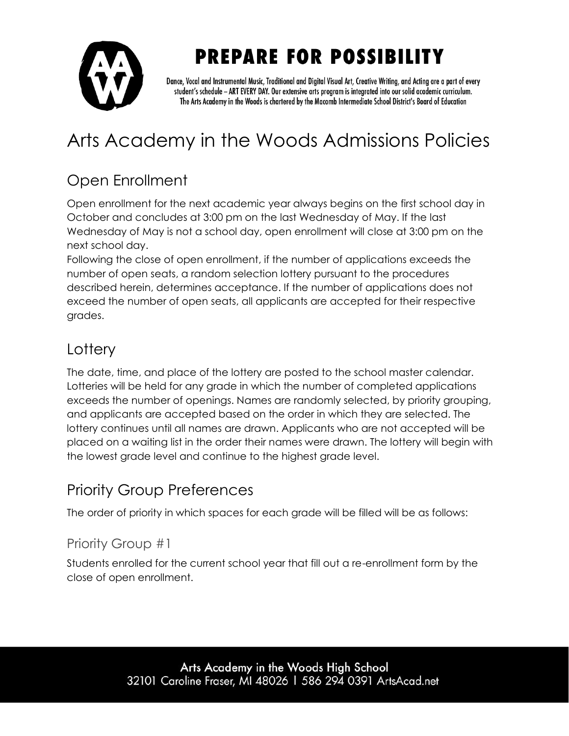# PREPARE FOR POSSIBILITY

Dance, Vocal and Instrumental Music, Traditional and Digital Visual Art, Creative Writing, and Acting are a part of every student's schedule – ART EVERY DAY. Our extensive arts program is integrated into our solid academic curriculum. The Arts Academy in the Woods is chartered by the Macomb Intermediate School District's Board of Education

# Arts Academy in the Woods Admissions Policies

## Open Enrollment

Open enrollment for the next academic year always begins on the first school day in October and concludes at 3:00 pm on the last Wednesday of May. If the last Wednesday of May is not a school day, open enrollment will close at 3:00 pm on the next school day.

Following the close of open enrollment, if the number of applications exceeds the number of open seats, a random selection lottery pursuant to the procedures described herein, determines acceptance. If the number of applications does not exceed the number of open seats, all applicants are accepted for their respective grades.

## Lottery

The date, time, and place of the lottery are posted to the school master calendar. Lotteries will be held for any grade in which the number of completed applications exceeds the number of openings. Names are randomly selected, by priority grouping, and applicants are accepted based on the order in which they are selected. The lottery continues until all names are drawn. Applicants who are not accepted will be placed on a waiting list in the order their names were drawn. The lottery will begin with the lowest grade level and continue to the highest grade level.

## Priority Group Preferences

The order of priority in which spaces for each grade will be filled will be as follows:

### Priority Group #1

Students enrolled for the current school year that fill out a re-enrollment form by the close of open enrollment.

Arts Academy in the Woods High School
32101 Caroline Fraser, MI 48026 | 586 294 0391 ArtsAcad.net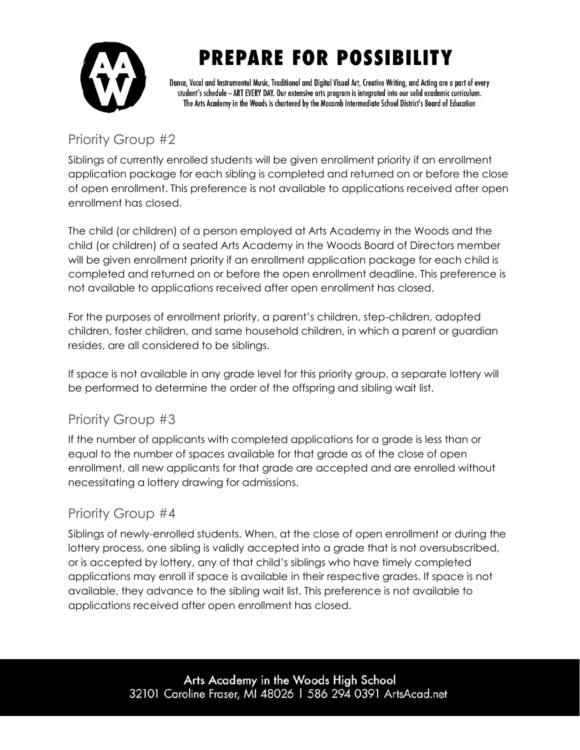## Priority Group #2

Siblings of currently enrolled students will be given enrollment priority if an enrollment application package for each sibling is completed and returned on or before the close of open enrollment. This preference is not available to applications received after open enrollment has closed.

The child (or children) of a person employed at Arts Academy in the Woods and the child (or children) of a seated Arts Academy in the Woods Board of Directors member will be given enrollment priority if an enrollment application package for each child is completed and returned on or before the open enrollment deadline. This preference is not available to applications received after open enrollment has closed.

For the purposes of enrollment priority, a parent's children, step-children, adopted children, foster children, and same household children, in which a parent or guardian resides, are all considered to be siblings.

If space is not available in any grade level for this priority group, a separate lottery will be performed to determine the order of the offspring and sibling wait list.

## Priority Group #3

If the number of applicants with completed applications for a grade is less than or equal to the number of spaces available for that grade as of the close of open enrollment, all new applicants for that grade are accepted and are enrolled without necessitating a lottery drawing for admissions.

## Priority Group #4

Siblings of newly-enrolled students. When, at the close of open enrollment or during the lottery process, one sibling is validly accepted into a grade that is not oversubscribed, or is accepted by lottery, any of that child's siblings who have timely completed applications may enroll if space is available in their respective grades. If space is not available, they advance to the sibling wait list. This preference is not available to applications received after open enrollment has closed.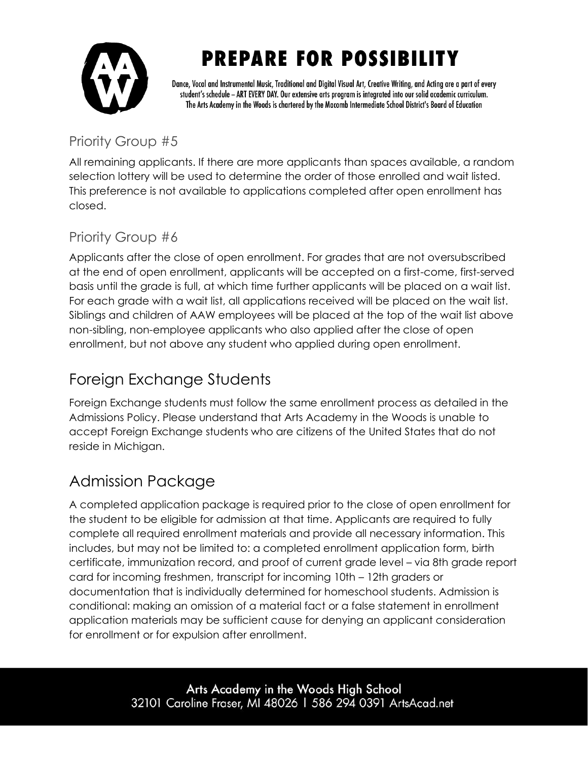## Priority Group #5

All remaining applicants. If there are more applicants than spaces available, a random selection lottery will be used to determine the order of those enrolled and wait listed. This preference is not available to applications completed after open enrollment has closed.

## Priority Group #6

Applicants after the close of open enrollment. For grades that are not oversubscribed at the end of open enrollment, applicants will be accepted on a first-come, first-served basis until the grade is full, at which time further applicants will be placed on a wait list. For each grade with a wait list, all applications received will be placed on the wait list. Siblings and children of AAW employees will be placed at the top of the wait list above non-sibling, non-employee applicants who also applied after the close of open enrollment, but not above any student who applied during open enrollment.

# Foreign Exchange Students

Foreign Exchange students must follow the same enrollment process as detailed in the Admissions Policy. Please understand that Arts Academy in the Woods is unable to accept Foreign Exchange students who are citizens of the United States that do not reside in Michigan.

# Admission Package

A completed application package is required prior to the close of open enrollment for the student to be eligible for admission at that time. Applicants are required to fully complete all required enrollment materials and provide all necessary information. This includes, but may not be limited to: a completed enrollment application form, birth certificate, immunization record, and proof of current grade level – via 8th grade report card for incoming freshmen, transcript for incoming 10th – 12th graders or documentation that is individually determined for homeschool students. Admission is conditional: making an omission of a material fact or a false statement in enrollment application materials may be sufficient cause for denying an applicant consideration for enrollment or for expulsion after enrollment.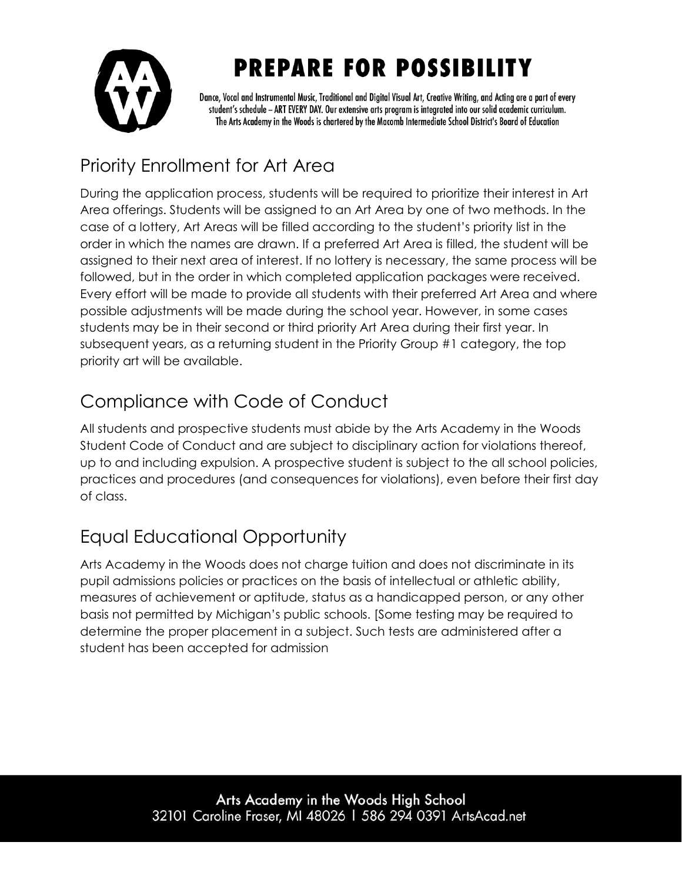# PREPARE FOR POSSIBILITY

Dance, Vocal and Instrumental Music, Traditional and Digital Visual Art, Creative Writing, and Acting are a part of every student's schedule – ART EVERY DAY. Our extensive arts program is integrated into our solid academic curriculum. The Arts Academy in the Woods is chartered by the Macomb Intermediate School District's Board of Education

## Priority Enrollment for Art Area

During the application process, students will be required to prioritize their interest in Art Area offerings. Students will be assigned to an Art Area by one of two methods. In the case of a lottery, Art Areas will be filled according to the student's priority list in the order in which the names are drawn. If a preferred Art Area is filled, the student will be assigned to their next area of interest. If no lottery is necessary, the same process will be followed, but in the order in which completed application packages were received. Every effort will be made to provide all students with their preferred Art Area and where possible adjustments will be made during the school year. However, in some cases students may be in their second or third priority Art Area during their first year. In subsequent years, as a returning student in the Priority Group #1 category, the top priority art will be available.

## Compliance with Code of Conduct

All students and prospective students must abide by the Arts Academy in the Woods Student Code of Conduct and are subject to disciplinary action for violations thereof, up to and including expulsion. A prospective student is subject to the all school policies, practices and procedures (and consequences for violations), even before their first day of class.

## Equal Educational Opportunity

Arts Academy in the Woods does not charge tuition and does not discriminate in its pupil admissions policies or practices on the basis of intellectual or athletic ability, measures of achievement or aptitude, status as a handicapped person, or any other basis not permitted by Michigan's public schools. [Some testing may be required to determine the proper placement in a subject. Such tests are administered after a student has been accepted for admission

Arts Academy in the Woods High School
32101 Caroline Fraser, MI 48026 | 586 294 0391 ArtsAcad.net